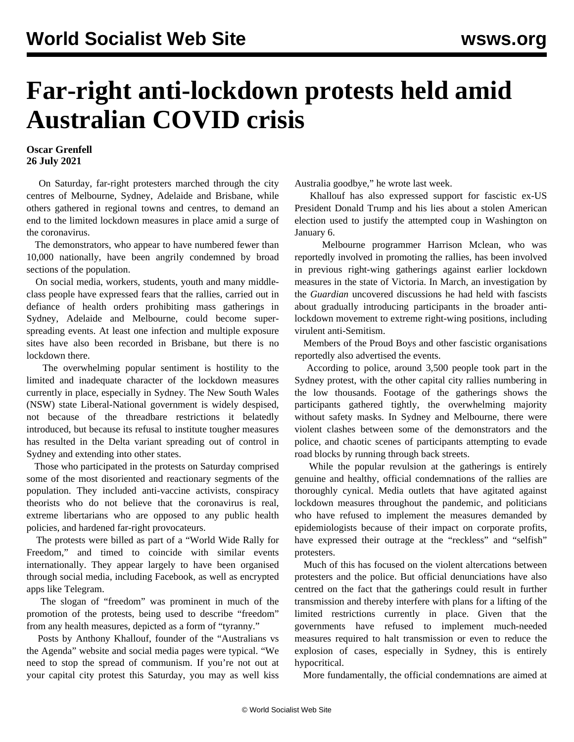# Far-right anti-lockdown protests held amid Australian COVID crisis

**Oscar Grenfell**
**26 July 2021**

On Saturday, far-right protesters marched through the city centres of Melbourne, Sydney, Adelaide and Brisbane, while others gathered in regional towns and centres, to demand an end to the limited lockdown measures in place amid a surge of the coronavirus.

The demonstrators, who appear to have numbered fewer than 10,000 nationally, have been angrily condemned by broad sections of the population.

On social media, workers, students, youth and many middle-class people have expressed fears that the rallies, carried out in defiance of health orders prohibiting mass gatherings in Sydney, Adelaide and Melbourne, could become super-spreading events. At least one infection and multiple exposure sites have also been recorded in Brisbane, but there is no lockdown there.

The overwhelming popular sentiment is hostility to the limited and inadequate character of the lockdown measures currently in place, especially in Sydney. The New South Wales (NSW) state Liberal-National government is widely despised, not because of the threadbare restrictions it belatedly introduced, but because its refusal to institute tougher measures has resulted in the Delta variant spreading out of control in Sydney and extending into other states.

Those who participated in the protests on Saturday comprised some of the most disoriented and reactionary segments of the population. They included anti-vaccine activists, conspiracy theorists who do not believe that the coronavirus is real, extreme libertarians who are opposed to any public health policies, and hardened far-right provocateurs.

The protests were billed as part of a "World Wide Rally for Freedom," and timed to coincide with similar events internationally. They appear largely to have been organised through social media, including Facebook, as well as encrypted apps like Telegram.

The slogan of "freedom" was prominent in much of the promotion of the protests, being used to describe "freedom" from any health measures, depicted as a form of "tyranny."

Posts by Anthony Khallouf, founder of the "Australians vs the Agenda" website and social media pages were typical. "We need to stop the spread of communism. If you're not out at your capital city protest this Saturday, you may as well kiss Australia goodbye," he wrote last week.

Khallouf has also expressed support for fascistic ex-US President Donald Trump and his lies about a stolen American election used to justify the attempted coup in Washington on January 6.

Melbourne programmer Harrison Mclean, who was reportedly involved in promoting the rallies, has been involved in previous right-wing gatherings against earlier lockdown measures in the state of Victoria. In March, an investigation by the *Guardian* uncovered discussions he had held with fascists about gradually introducing participants in the broader anti-lockdown movement to extreme right-wing positions, including virulent anti-Semitism.

Members of the Proud Boys and other fascistic organisations reportedly also advertised the events.

According to police, around 3,500 people took part in the Sydney protest, with the other capital city rallies numbering in the low thousands. Footage of the gatherings shows the participants gathered tightly, the overwhelming majority without safety masks. In Sydney and Melbourne, there were violent clashes between some of the demonstrators and the police, and chaotic scenes of participants attempting to evade road blocks by running through back streets.

While the popular revulsion at the gatherings is entirely genuine and healthy, official condemnations of the rallies are thoroughly cynical. Media outlets that have agitated against lockdown measures throughout the pandemic, and politicians who have refused to implement the measures demanded by epidemiologists because of their impact on corporate profits, have expressed their outrage at the "reckless" and "selfish" protesters.

Much of this has focused on the violent altercations between protesters and the police. But official denunciations have also centred on the fact that the gatherings could result in further transmission and thereby interfere with plans for a lifting of the limited restrictions currently in place. Given that the governments have refused to implement much-needed measures required to halt transmission or even to reduce the explosion of cases, especially in Sydney, this is entirely hypocritical.

More fundamentally, the official condemnations are aimed at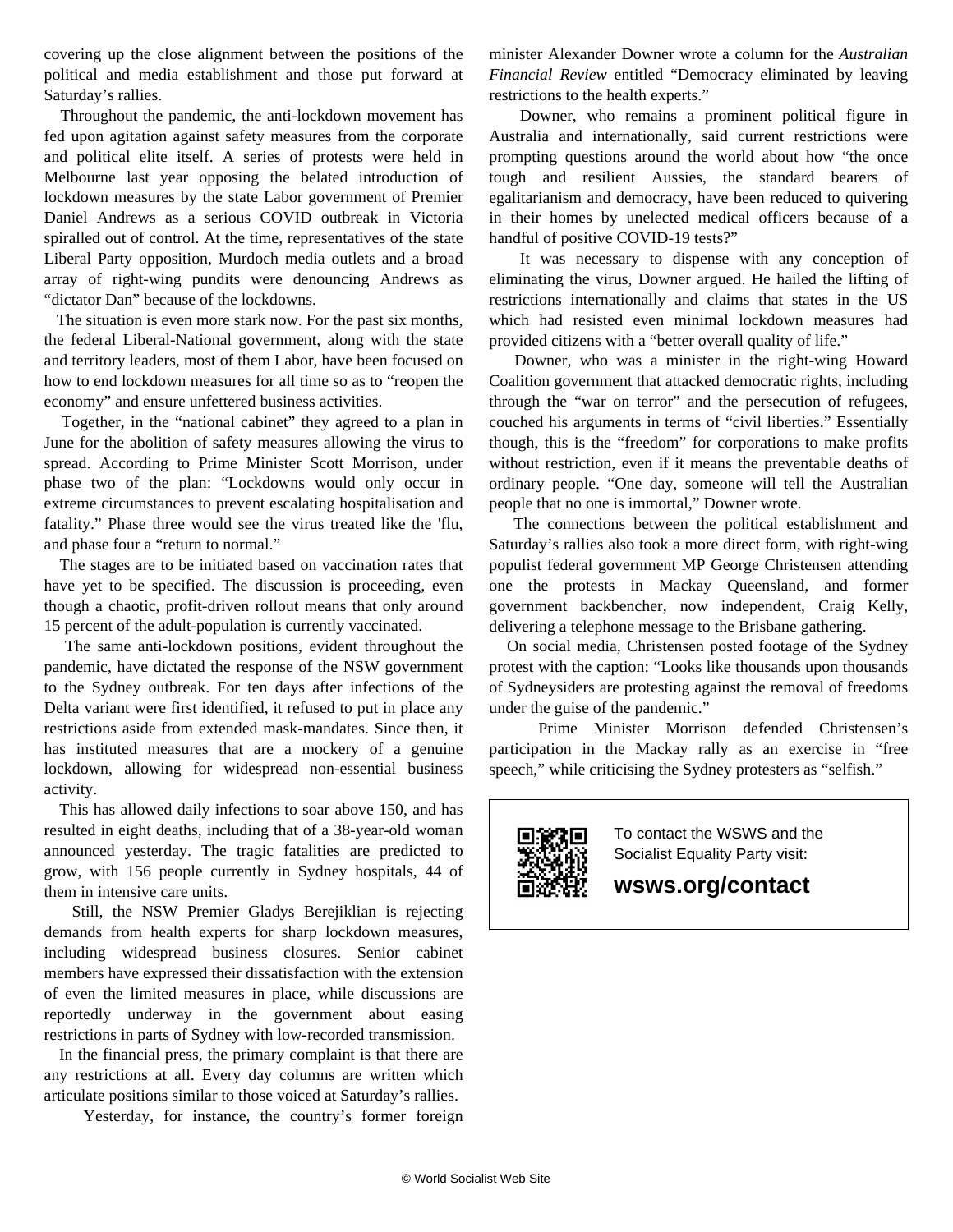covering up the close alignment between the positions of the political and media establishment and those put forward at Saturday's rallies.

Throughout the pandemic, the anti-lockdown movement has fed upon agitation against safety measures from the corporate and political elite itself. A series of protests were held in Melbourne last year opposing the belated introduction of lockdown measures by the state Labor government of Premier Daniel Andrews as a serious COVID outbreak in Victoria spiralled out of control. At the time, representatives of the state Liberal Party opposition, Murdoch media outlets and a broad array of right-wing pundits were denouncing Andrews as "dictator Dan" because of the lockdowns.

The situation is even more stark now. For the past six months, the federal Liberal-National government, along with the state and territory leaders, most of them Labor, have been focused on how to end lockdown measures for all time so as to "reopen the economy" and ensure unfettered business activities.

Together, in the "national cabinet" they agreed to a plan in June for the abolition of safety measures allowing the virus to spread. According to Prime Minister Scott Morrison, under phase two of the plan: "Lockdowns would only occur in extreme circumstances to prevent escalating hospitalisation and fatality." Phase three would see the virus treated like the 'flu, and phase four a "return to normal."

The stages are to be initiated based on vaccination rates that have yet to be specified. The discussion is proceeding, even though a chaotic, profit-driven rollout means that only around 15 percent of the adult-population is currently vaccinated.

The same anti-lockdown positions, evident throughout the pandemic, have dictated the response of the NSW government to the Sydney outbreak. For ten days after infections of the Delta variant were first identified, it refused to put in place any restrictions aside from extended mask-mandates. Since then, it has instituted measures that are a mockery of a genuine lockdown, allowing for widespread non-essential business activity.

This has allowed daily infections to soar above 150, and has resulted in eight deaths, including that of a 38-year-old woman announced yesterday. The tragic fatalities are predicted to grow, with 156 people currently in Sydney hospitals, 44 of them in intensive care units.

Still, the NSW Premier Gladys Berejiklian is rejecting demands from health experts for sharp lockdown measures, including widespread business closures. Senior cabinet members have expressed their dissatisfaction with the extension of even the limited measures in place, while discussions are reportedly underway in the government about easing restrictions in parts of Sydney with low-recorded transmission.

In the financial press, the primary complaint is that there are any restrictions at all. Every day columns are written which articulate positions similar to those voiced at Saturday's rallies.

Yesterday, for instance, the country's former foreign minister Alexander Downer wrote a column for the *Australian Financial Review* entitled "Democracy eliminated by leaving restrictions to the health experts."

Downer, who remains a prominent political figure in Australia and internationally, said current restrictions were prompting questions around the world about how "the once tough and resilient Aussies, the standard bearers of egalitarianism and democracy, have been reduced to quivering in their homes by unelected medical officers because of a handful of positive COVID-19 tests?"

It was necessary to dispense with any conception of eliminating the virus, Downer argued. He hailed the lifting of restrictions internationally and claims that states in the US which had resisted even minimal lockdown measures had provided citizens with a "better overall quality of life."

Downer, who was a minister in the right-wing Howard Coalition government that attacked democratic rights, including through the "war on terror" and the persecution of refugees, couched his arguments in terms of "civil liberties." Essentially though, this is the "freedom" for corporations to make profits without restriction, even if it means the preventable deaths of ordinary people. "One day, someone will tell the Australian people that no one is immortal," Downer wrote.

The connections between the political establishment and Saturday's rallies also took a more direct form, with right-wing populist federal government MP George Christensen attending one the protests in Mackay Queensland, and former government backbencher, now independent, Craig Kelly, delivering a telephone message to the Brisbane gathering.

On social media, Christensen posted footage of the Sydney protest with the caption: "Looks like thousands upon thousands of Sydneysiders are protesting against the removal of freedoms under the guise of the pandemic."

Prime Minister Morrison defended Christensen's participation in the Mackay rally as an exercise in "free speech," while criticising the Sydney protesters as "selfish."

To contact the WSWS and the Socialist Equality Party visit:

**wsws.org/contact**